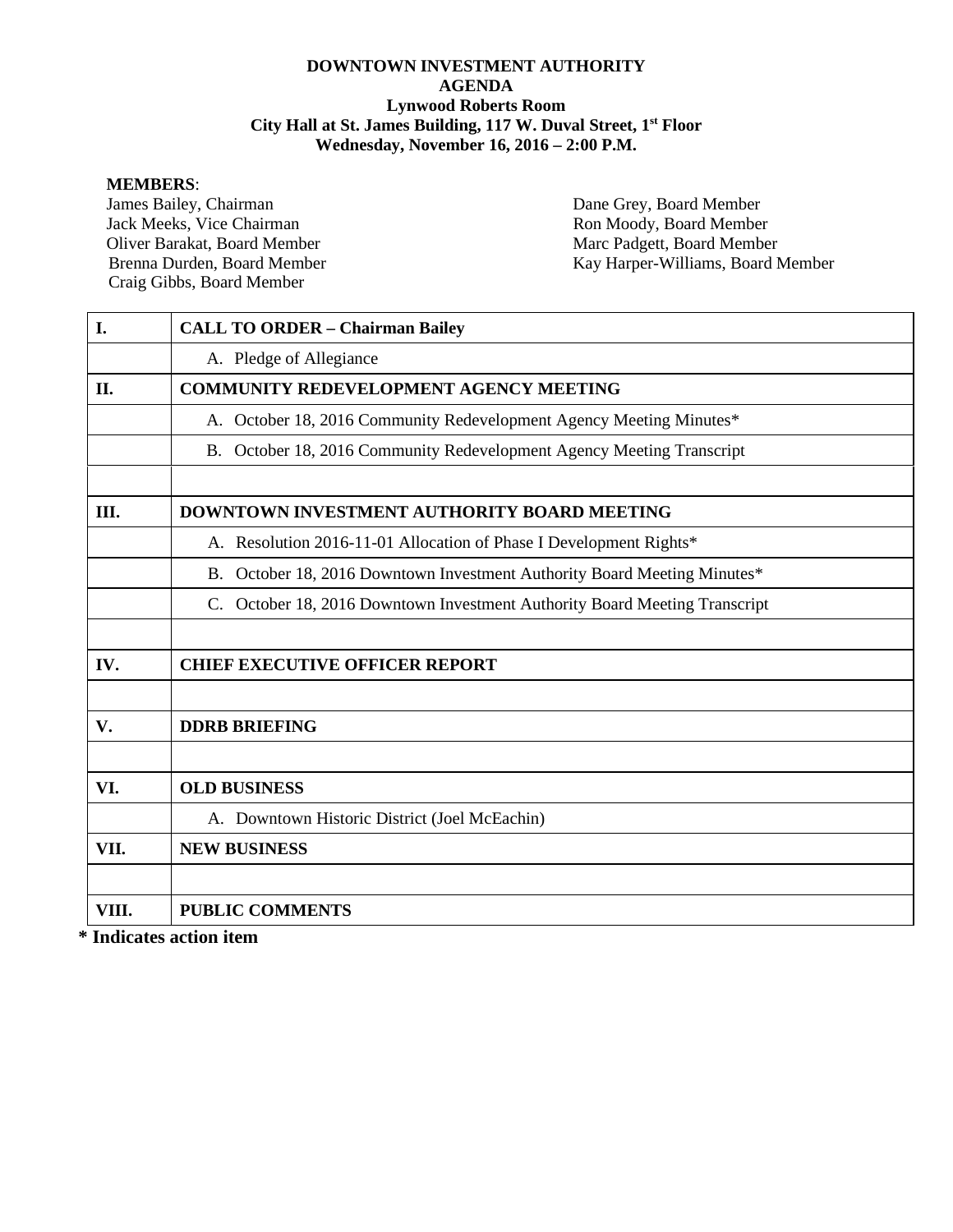**DOWNTOWN INVESTMENT AUTHORITY**
**AGENDA**
**Lynwood Roberts Room**
**City Hall at St. James Building, 117 W. Duval Street, 1st Floor**
**Wednesday, November 16, 2016 – 2:00 P.M.**

**MEMBERS**:

James Bailey, Chairman
Jack Meeks, Vice Chairman
Oliver Barakat, Board Member
Brenna Durden, Board Member
Craig Gibbs, Board Member
Dane Grey, Board Member
Ron Moody, Board Member
Marc Padgett, Board Member
Kay Harper-Williams, Board Member

| | |
|---|---|
| **I.** | **CALL TO ORDER – Chairman Bailey** |
| | A. Pledge of Allegiance |
| **II.** | **COMMUNITY REDEVELOPMENT AGENCY MEETING** |
| | A. October 18, 2016 Community Redevelopment Agency Meeting Minutes* |
| | B. October 18, 2016 Community Redevelopment Agency Meeting Transcript |
| | |
| **III.** | **DOWNTOWN INVESTMENT AUTHORITY BOARD MEETING** |
| | A. Resolution 2016-11-01 Allocation of Phase I Development Rights* |
| | B. October 18, 2016 Downtown Investment Authority Board Meeting Minutes* |
| | C. October 18, 2016 Downtown Investment Authority Board Meeting Transcript |
| | |
| **IV.** | **CHIEF EXECUTIVE OFFICER REPORT** |
| | |
| **V.** | **DDRB BRIEFING** |
| | |
| **VI.** | **OLD BUSINESS** |
| | A. Downtown Historic District (Joel McEachin) |
| **VII.** | **NEW BUSINESS** |
| | |
| **VIII.** | **PUBLIC COMMENTS** |

**\* Indicates action item**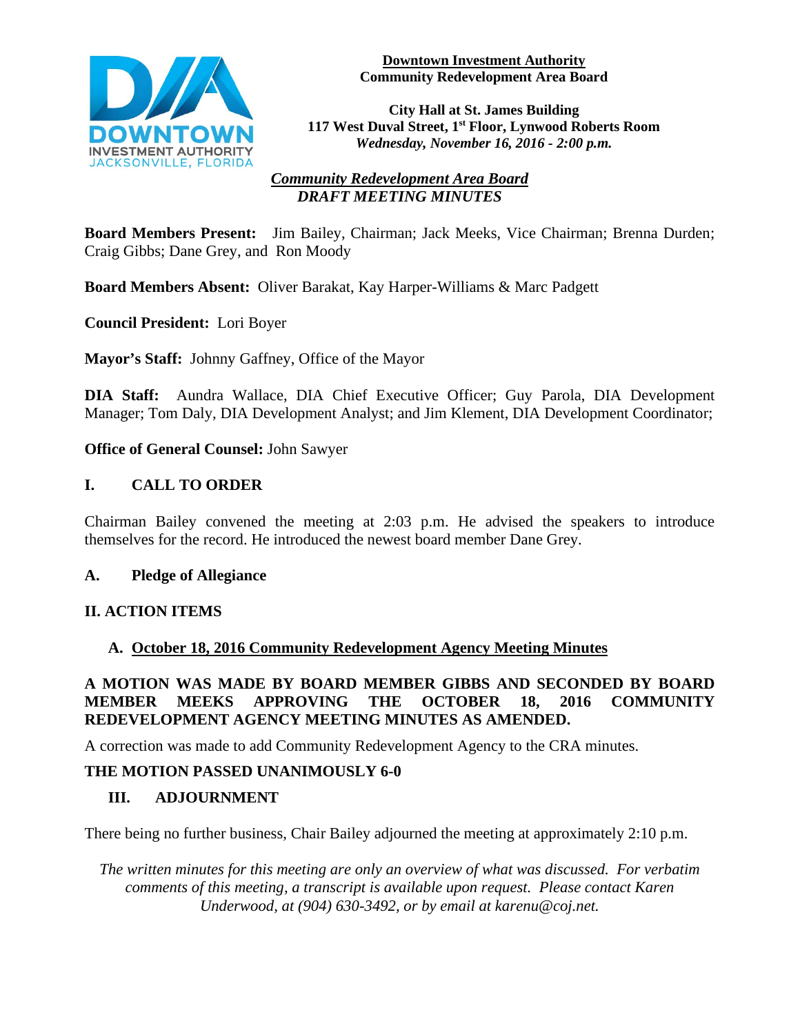**Downtown Investment Authority**
**Community Redevelopment Area Board**

**City Hall at St. James Building**
**117 West Duval Street, 1st Floor, Lynwood Roberts Room**
***Wednesday, November 16, 2016 - 2:00 p.m.***

***Community Redevelopment Area Board***
***DRAFT MEETING MINUTES***

**Board Members Present:** Jim Bailey, Chairman; Jack Meeks, Vice Chairman; Brenna Durden; Craig Gibbs; Dane Grey, and Ron Moody

**Board Members Absent:** Oliver Barakat, Kay Harper-Williams & Marc Padgett

**Council President:** Lori Boyer

**Mayor's Staff:** Johnny Gaffney, Office of the Mayor

**DIA Staff:** Aundra Wallace, DIA Chief Executive Officer; Guy Parola, DIA Development Manager; Tom Daly, DIA Development Analyst; and Jim Klement, DIA Development Coordinator;

**Office of General Counsel:** John Sawyer

## I. CALL TO ORDER

Chairman Bailey convened the meeting at 2:03 p.m. He advised the speakers to introduce themselves for the record. He introduced the newest board member Dane Grey.

### A. Pledge of Allegiance

## II. ACTION ITEMS

### A. October 18, 2016 Community Redevelopment Agency Meeting Minutes

**A MOTION WAS MADE BY BOARD MEMBER GIBBS AND SECONDED BY BOARD MEMBER MEEKS APPROVING THE OCTOBER 18, 2016 COMMUNITY REDEVELOPMENT AGENCY MEETING MINUTES AS AMENDED.**

A correction was made to add Community Redevelopment Agency to the CRA minutes.

**THE MOTION PASSED UNANIMOUSLY 6-0**

## III. ADJOURNMENT

There being no further business, Chair Bailey adjourned the meeting at approximately 2:10 p.m.

*The written minutes for this meeting are only an overview of what was discussed. For verbatim comments of this meeting, a transcript is available upon request. Please contact Karen Underwood, at (904) 630-3492, or by email at karenu@coj.net.*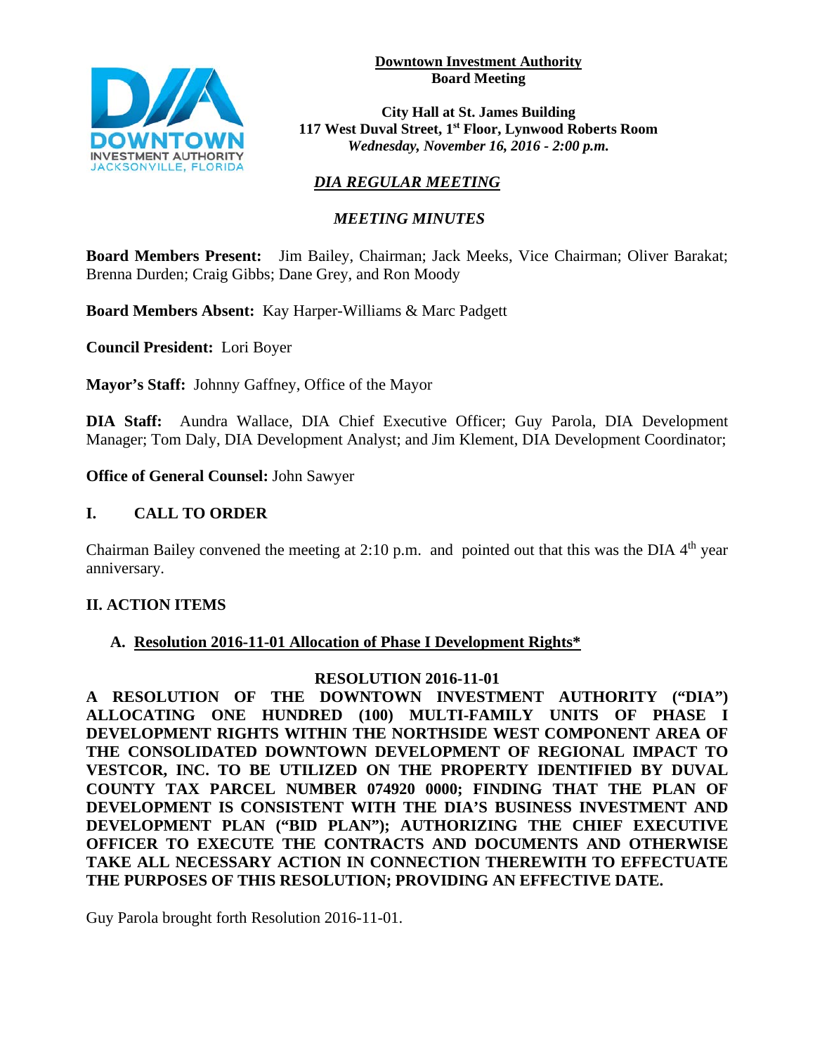**Downtown Investment Authority**
**Board Meeting**

**City Hall at St. James Building**
**117 West Duval Street, 1st Floor, Lynwood Roberts Room**
***Wednesday, November 16, 2016 - 2:00 p.m.***

***DIA REGULAR MEETING***

***MEETING MINUTES***

**Board Members Present:** Jim Bailey, Chairman; Jack Meeks, Vice Chairman; Oliver Barakat; Brenna Durden; Craig Gibbs; Dane Grey, and Ron Moody

**Board Members Absent:** Kay Harper-Williams & Marc Padgett

**Council President:** Lori Boyer

**Mayor's Staff:** Johnny Gaffney, Office of the Mayor

**DIA Staff:** Aundra Wallace, DIA Chief Executive Officer; Guy Parola, DIA Development Manager; Tom Daly, DIA Development Analyst; and Jim Klement, DIA Development Coordinator;

**Office of General Counsel:** John Sawyer

## I. CALL TO ORDER

Chairman Bailey convened the meeting at 2:10 p.m. and pointed out that this was the DIA 4th year anniversary.

## II. ACTION ITEMS

### A. Resolution 2016-11-01 Allocation of Phase I Development Rights*

**RESOLUTION 2016-11-01**

**A RESOLUTION OF THE DOWNTOWN INVESTMENT AUTHORITY ("DIA") ALLOCATING ONE HUNDRED (100) MULTI-FAMILY UNITS OF PHASE I DEVELOPMENT RIGHTS WITHIN THE NORTHSIDE WEST COMPONENT AREA OF THE CONSOLIDATED DOWNTOWN DEVELOPMENT OF REGIONAL IMPACT TO VESTCOR, INC. TO BE UTILIZED ON THE PROPERTY IDENTIFIED BY DUVAL COUNTY TAX PARCEL NUMBER 074920 0000; FINDING THAT THE PLAN OF DEVELOPMENT IS CONSISTENT WITH THE DIA'S BUSINESS INVESTMENT AND DEVELOPMENT PLAN ("BID PLAN"); AUTHORIZING THE CHIEF EXECUTIVE OFFICER TO EXECUTE THE CONTRACTS AND DOCUMENTS AND OTHERWISE TAKE ALL NECESSARY ACTION IN CONNECTION THEREWITH TO EFFECTUATE THE PURPOSES OF THIS RESOLUTION; PROVIDING AN EFFECTIVE DATE.**

Guy Parola brought forth Resolution 2016-11-01.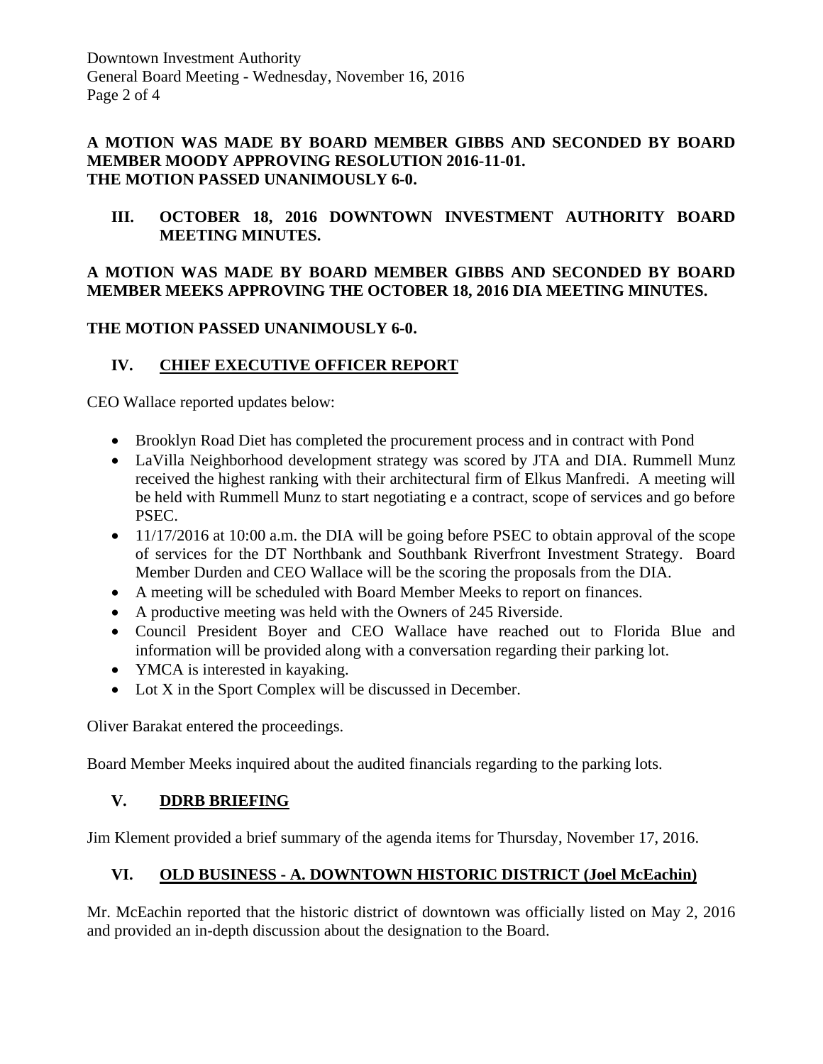**A MOTION WAS MADE BY BOARD MEMBER GIBBS AND SECONDED BY BOARD MEMBER MOODY APPROVING RESOLUTION 2016-11-01.**
**THE MOTION PASSED UNANIMOUSLY 6-0.**

## III. OCTOBER 18, 2016 DOWNTOWN INVESTMENT AUTHORITY BOARD MEETING MINUTES.

**A MOTION WAS MADE BY BOARD MEMBER GIBBS AND SECONDED BY BOARD MEMBER MEEKS APPROVING THE OCTOBER 18, 2016 DIA MEETING MINUTES.**

**THE MOTION PASSED UNANIMOUSLY 6-0.**

## IV. CHIEF EXECUTIVE OFFICER REPORT

CEO Wallace reported updates below:

- Brooklyn Road Diet has completed the procurement process and in contract with Pond
- LaVilla Neighborhood development strategy was scored by JTA and DIA. Rummell Munz received the highest ranking with their architectural firm of Elkus Manfredi. A meeting will be held with Rummell Munz to start negotiating e a contract, scope of services and go before PSEC.
- 11/17/2016 at 10:00 a.m. the DIA will be going before PSEC to obtain approval of the scope of services for the DT Northbank and Southbank Riverfront Investment Strategy. Board Member Durden and CEO Wallace will be the scoring the proposals from the DIA.
- A meeting will be scheduled with Board Member Meeks to report on finances.
- A productive meeting was held with the Owners of 245 Riverside.
- Council President Boyer and CEO Wallace have reached out to Florida Blue and information will be provided along with a conversation regarding their parking lot.
- YMCA is interested in kayaking.
- Lot X in the Sport Complex will be discussed in December.

Oliver Barakat entered the proceedings.

Board Member Meeks inquired about the audited financials regarding to the parking lots.

## V. DDRB BRIEFING

Jim Klement provided a brief summary of the agenda items for Thursday, November 17, 2016.

## VI. OLD BUSINESS - A. DOWNTOWN HISTORIC DISTRICT (Joel McEachin)

Mr. McEachin reported that the historic district of downtown was officially listed on May 2, 2016 and provided an in-depth discussion about the designation to the Board.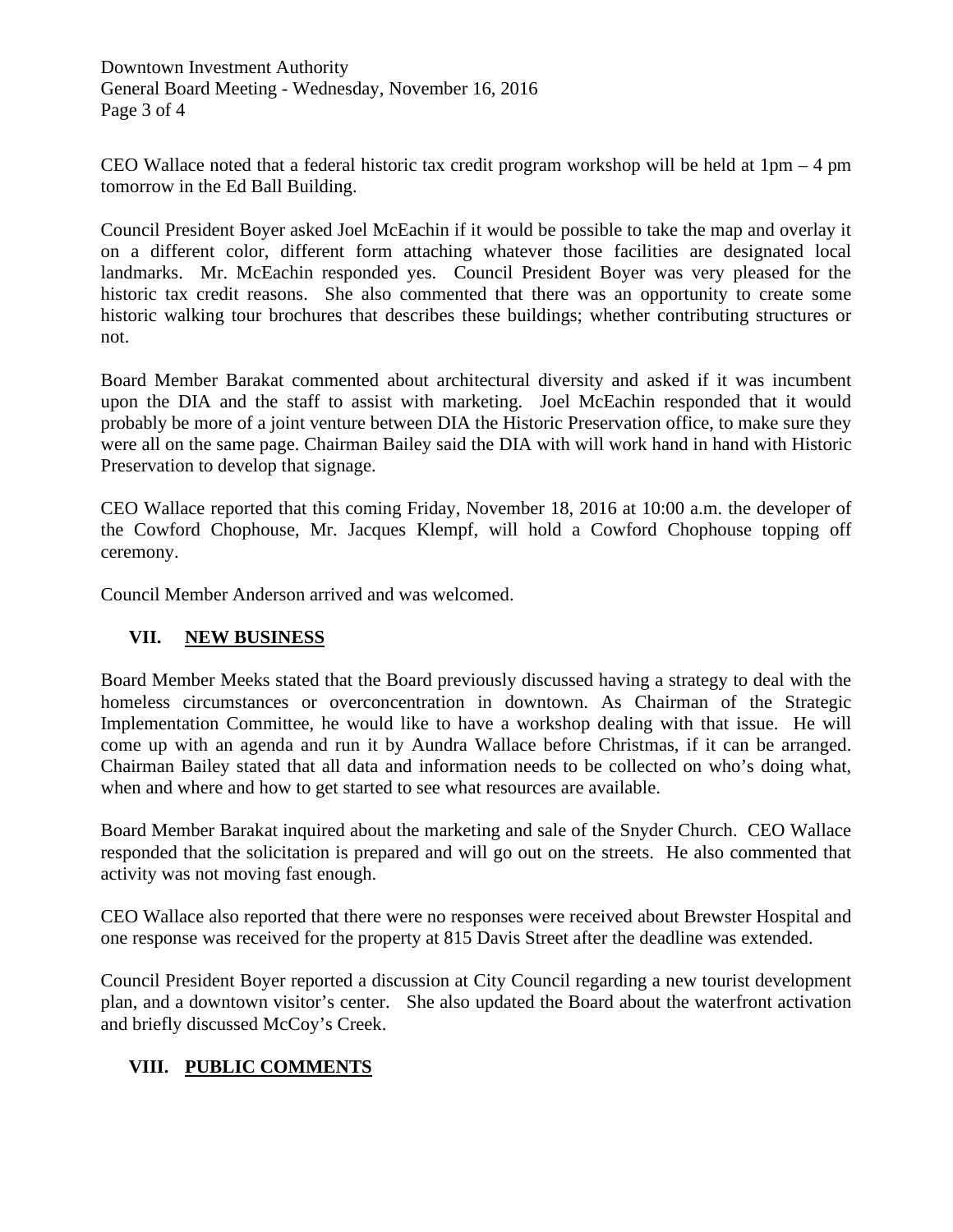CEO Wallace noted that a federal historic tax credit program workshop will be held at 1pm – 4 pm tomorrow in the Ed Ball Building.

Council President Boyer asked Joel McEachin if it would be possible to take the map and overlay it on a different color, different form attaching whatever those facilities are designated local landmarks. Mr. McEachin responded yes. Council President Boyer was very pleased for the historic tax credit reasons. She also commented that there was an opportunity to create some historic walking tour brochures that describes these buildings; whether contributing structures or not.

Board Member Barakat commented about architectural diversity and asked if it was incumbent upon the DIA and the staff to assist with marketing. Joel McEachin responded that it would probably be more of a joint venture between DIA the Historic Preservation office, to make sure they were all on the same page. Chairman Bailey said the DIA with will work hand in hand with Historic Preservation to develop that signage.

CEO Wallace reported that this coming Friday, November 18, 2016 at 10:00 a.m. the developer of the Cowford Chophouse, Mr. Jacques Klempf, will hold a Cowford Chophouse topping off ceremony.

Council Member Anderson arrived and was welcomed.

## VII. NEW BUSINESS

Board Member Meeks stated that the Board previously discussed having a strategy to deal with the homeless circumstances or overconcentration in downtown. As Chairman of the Strategic Implementation Committee, he would like to have a workshop dealing with that issue. He will come up with an agenda and run it by Aundra Wallace before Christmas, if it can be arranged. Chairman Bailey stated that all data and information needs to be collected on who's doing what, when and where and how to get started to see what resources are available.

Board Member Barakat inquired about the marketing and sale of the Snyder Church. CEO Wallace responded that the solicitation is prepared and will go out on the streets. He also commented that activity was not moving fast enough.

CEO Wallace also reported that there were no responses were received about Brewster Hospital and one response was received for the property at 815 Davis Street after the deadline was extended.

Council President Boyer reported a discussion at City Council regarding a new tourist development plan, and a downtown visitor's center. She also updated the Board about the waterfront activation and briefly discussed McCoy's Creek.

## VIII. PUBLIC COMMENTS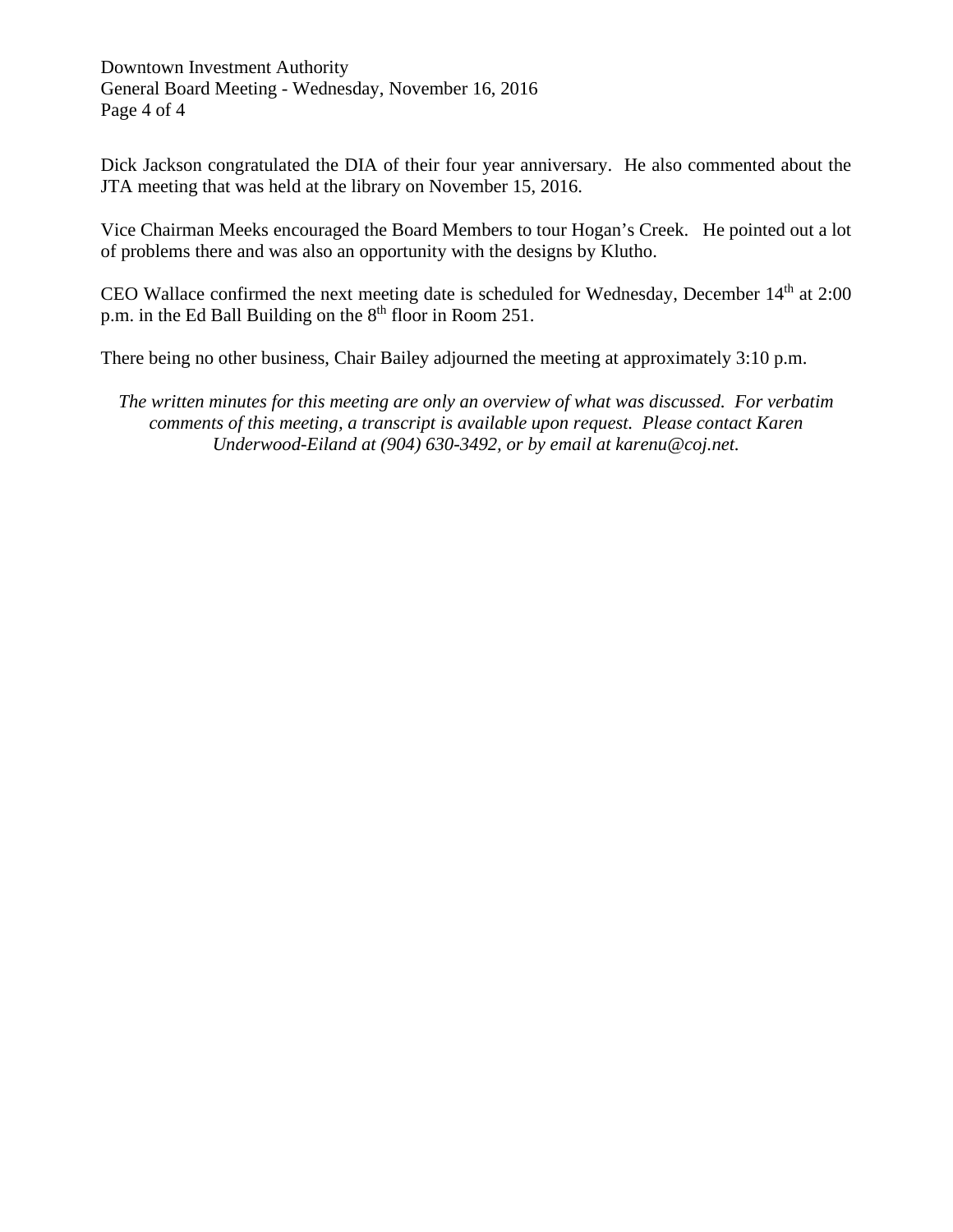Dick Jackson congratulated the DIA of their four year anniversary. He also commented about the JTA meeting that was held at the library on November 15, 2016.

Vice Chairman Meeks encouraged the Board Members to tour Hogan's Creek. He pointed out a lot of problems there and was also an opportunity with the designs by Klutho.

CEO Wallace confirmed the next meeting date is scheduled for Wednesday, December 14th at 2:00 p.m. in the Ed Ball Building on the 8th floor in Room 251.

There being no other business, Chair Bailey adjourned the meeting at approximately 3:10 p.m.

*The written minutes for this meeting are only an overview of what was discussed. For verbatim comments of this meeting, a transcript is available upon request. Please contact Karen Underwood-Eiland at (904) 630-3492, or by email at karenu@coj.net.*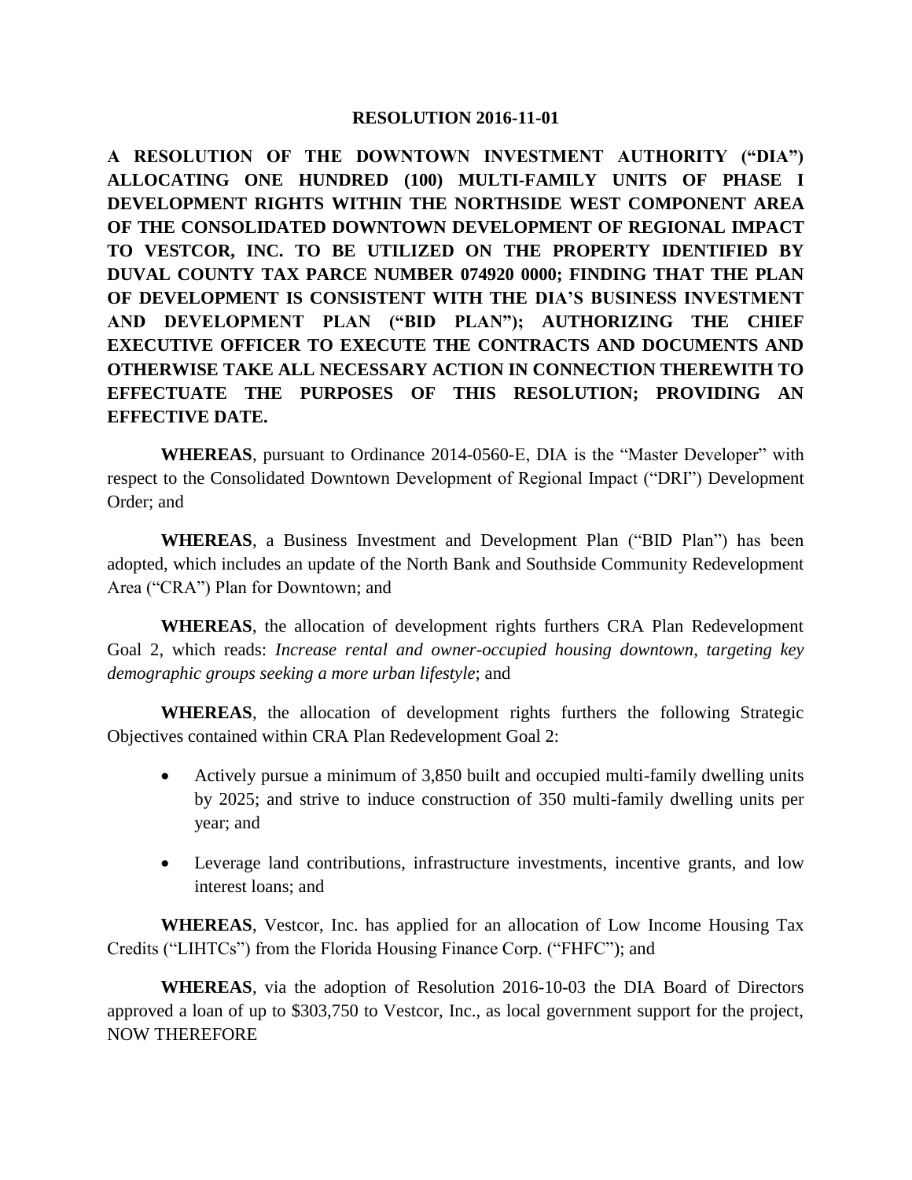**RESOLUTION 2016-11-01**

**A RESOLUTION OF THE DOWNTOWN INVESTMENT AUTHORITY ("DIA") ALLOCATING ONE HUNDRED (100) MULTI-FAMILY UNITS OF PHASE I DEVELOPMENT RIGHTS WITHIN THE NORTHSIDE WEST COMPONENT AREA OF THE CONSOLIDATED DOWNTOWN DEVELOPMENT OF REGIONAL IMPACT TO VESTCOR, INC. TO BE UTILIZED ON THE PROPERTY IDENTIFIED BY DUVAL COUNTY TAX PARCE NUMBER 074920 0000; FINDING THAT THE PLAN OF DEVELOPMENT IS CONSISTENT WITH THE DIA'S BUSINESS INVESTMENT AND DEVELOPMENT PLAN ("BID PLAN"); AUTHORIZING THE CHIEF EXECUTIVE OFFICER TO EXECUTE THE CONTRACTS AND DOCUMENTS AND OTHERWISE TAKE ALL NECESSARY ACTION IN CONNECTION THEREWITH TO EFFECTUATE THE PURPOSES OF THIS RESOLUTION; PROVIDING AN EFFECTIVE DATE.**

**WHEREAS**, pursuant to Ordinance 2014-0560-E, DIA is the "Master Developer" with respect to the Consolidated Downtown Development of Regional Impact ("DRI") Development Order; and

**WHEREAS**, a Business Investment and Development Plan ("BID Plan") has been adopted, which includes an update of the North Bank and Southside Community Redevelopment Area ("CRA") Plan for Downtown; and

**WHEREAS**, the allocation of development rights furthers CRA Plan Redevelopment Goal 2, which reads: *Increase rental and owner-occupied housing downtown, targeting key demographic groups seeking a more urban lifestyle*; and

**WHEREAS**, the allocation of development rights furthers the following Strategic Objectives contained within CRA Plan Redevelopment Goal 2:

- Actively pursue a minimum of 3,850 built and occupied multi-family dwelling units by 2025; and strive to induce construction of 350 multi-family dwelling units per year; and
- Leverage land contributions, infrastructure investments, incentive grants, and low interest loans; and

**WHEREAS**, Vestcor, Inc. has applied for an allocation of Low Income Housing Tax Credits ("LIHTCs") from the Florida Housing Finance Corp. ("FHFC"); and

**WHEREAS**, via the adoption of Resolution 2016-10-03 the DIA Board of Directors approved a loan of up to $303,750 to Vestcor, Inc., as local government support for the project, NOW THEREFORE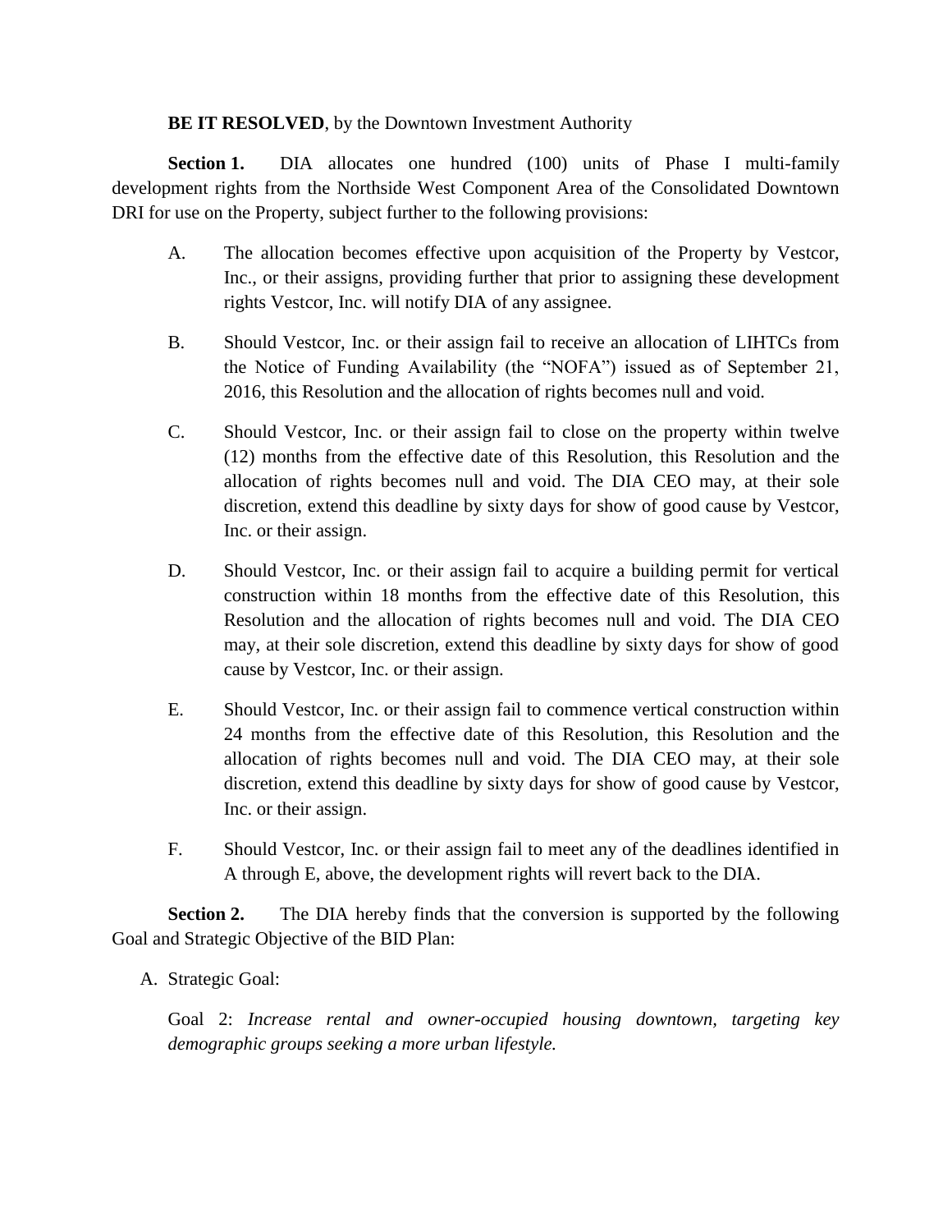**BE IT RESOLVED**, by the Downtown Investment Authority

**Section 1.** DIA allocates one hundred (100) units of Phase I multi-family development rights from the Northside West Component Area of the Consolidated Downtown DRI for use on the Property, subject further to the following provisions:

A. The allocation becomes effective upon acquisition of the Property by Vestcor, Inc., or their assigns, providing further that prior to assigning these development rights Vestcor, Inc. will notify DIA of any assignee.

B. Should Vestcor, Inc. or their assign fail to receive an allocation of LIHTCs from the Notice of Funding Availability (the "NOFA") issued as of September 21, 2016, this Resolution and the allocation of rights becomes null and void.

C. Should Vestcor, Inc. or their assign fail to close on the property within twelve (12) months from the effective date of this Resolution, this Resolution and the allocation of rights becomes null and void. The DIA CEO may, at their sole discretion, extend this deadline by sixty days for show of good cause by Vestcor, Inc. or their assign.

D. Should Vestcor, Inc. or their assign fail to acquire a building permit for vertical construction within 18 months from the effective date of this Resolution, this Resolution and the allocation of rights becomes null and void. The DIA CEO may, at their sole discretion, extend this deadline by sixty days for show of good cause by Vestcor, Inc. or their assign.

E. Should Vestcor, Inc. or their assign fail to commence vertical construction within 24 months from the effective date of this Resolution, this Resolution and the allocation of rights becomes null and void. The DIA CEO may, at their sole discretion, extend this deadline by sixty days for show of good cause by Vestcor, Inc. or their assign.

F. Should Vestcor, Inc. or their assign fail to meet any of the deadlines identified in A through E, above, the development rights will revert back to the DIA.

**Section 2.** The DIA hereby finds that the conversion is supported by the following Goal and Strategic Objective of the BID Plan:

A. Strategic Goal:

Goal 2: *Increase rental and owner-occupied housing downtown, targeting key demographic groups seeking a more urban lifestyle.*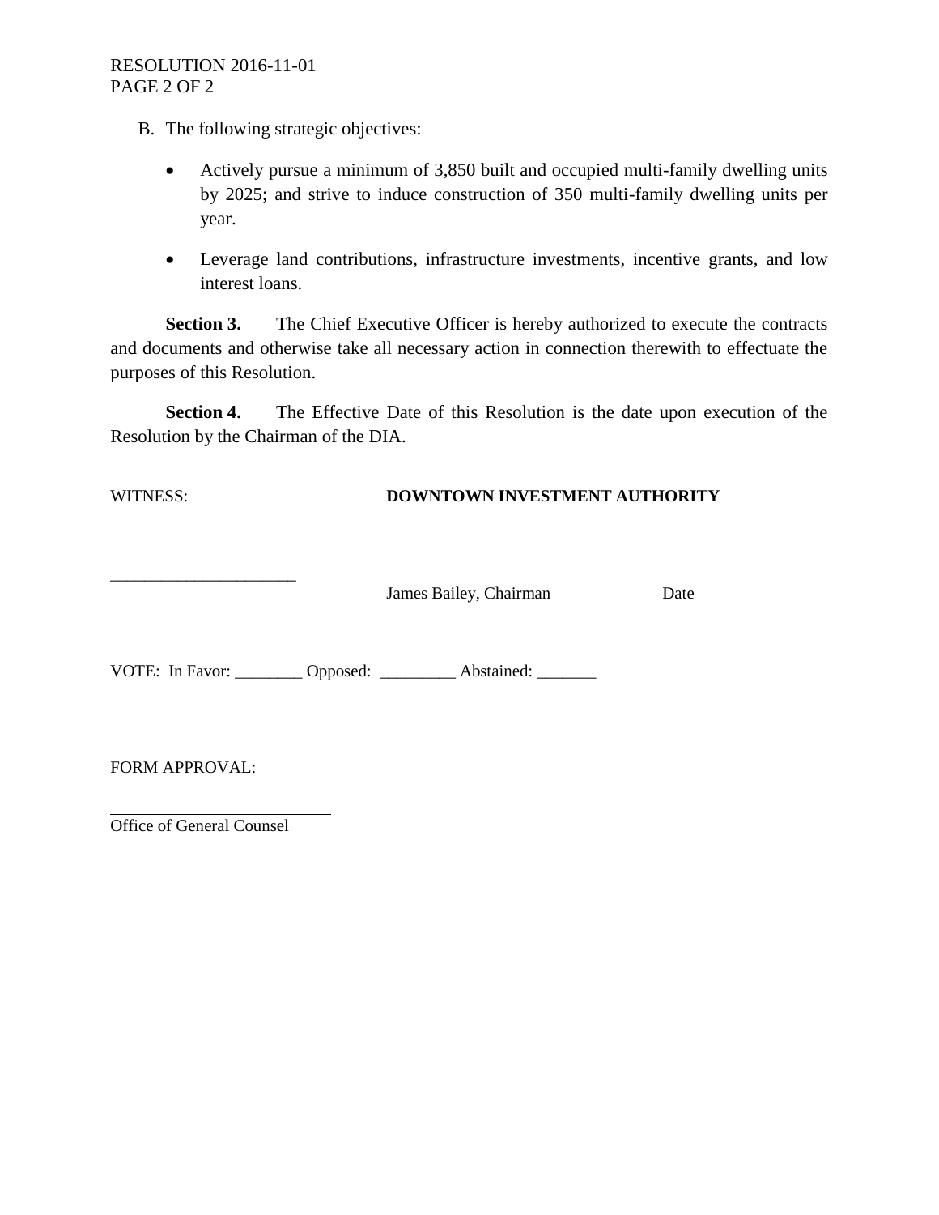B. The following strategic objectives:

- Actively pursue a minimum of 3,850 built and occupied multi-family dwelling units by 2025; and strive to induce construction of 350 multi-family dwelling units per year.
- Leverage land contributions, infrastructure investments, incentive grants, and low interest loans.

**Section 3.** The Chief Executive Officer is hereby authorized to execute the contracts and documents and otherwise take all necessary action in connection therewith to effectuate the purposes of this Resolution.

**Section 4.** The Effective Date of this Resolution is the date upon execution of the Resolution by the Chairman of the DIA.

WITNESS: **DOWNTOWN INVESTMENT AUTHORITY**

______________________ ______________________ ______________________

James Bailey, Chairman Date

VOTE: In Favor: ________ Opposed: _________ Abstained: _______

FORM APPROVAL:

______________________

Office of General Counsel